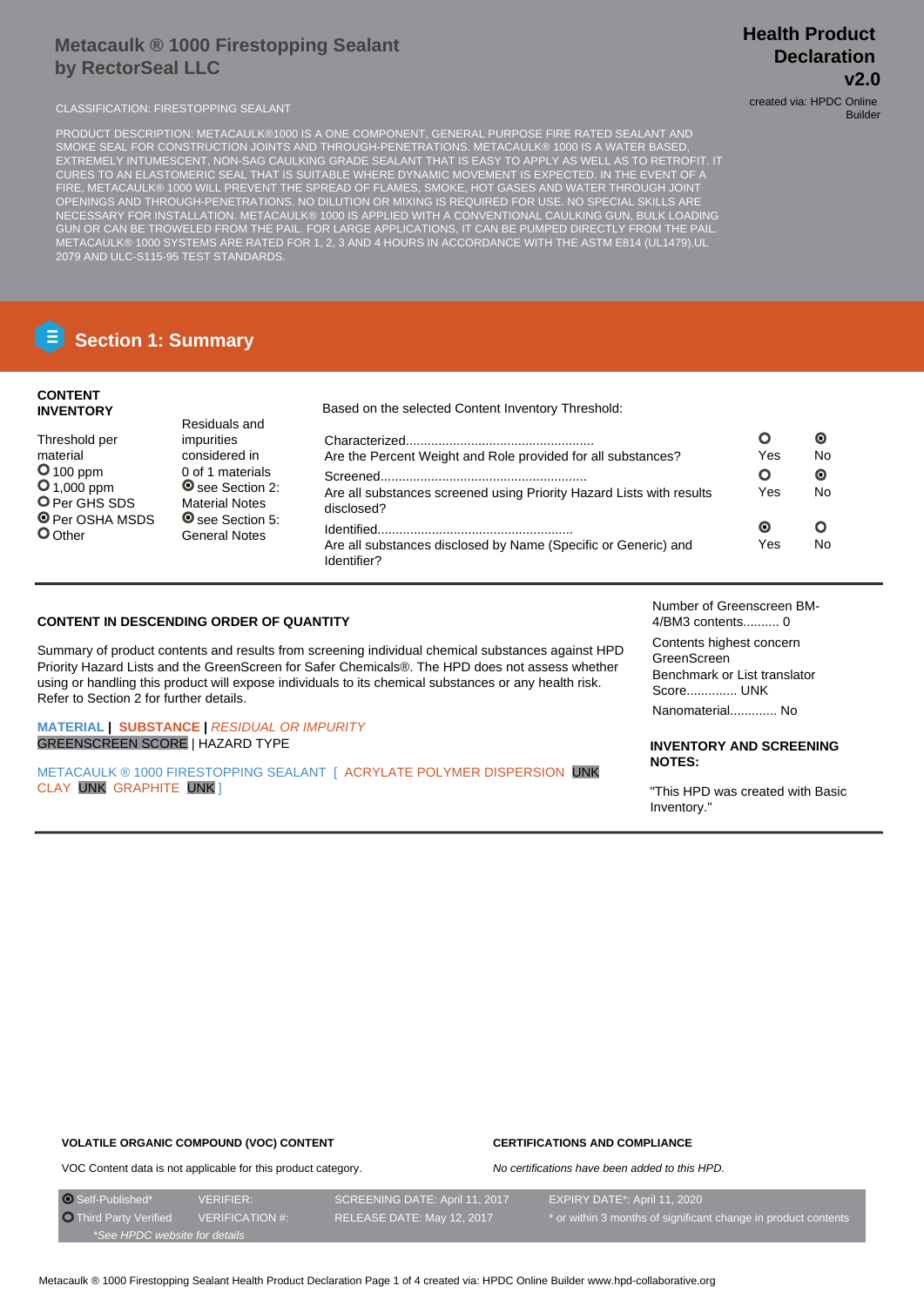# Metacaulk ® 1000 Firestopping Sealant by RectorSeal LLC

**Health Product Declaration v2.0**

created via: HPDC Online Builder

CLASSIFICATION: FIRESTOPPING SEALANT

PRODUCT DESCRIPTION: METACAULK®1000 IS A ONE COMPONENT, GENERAL PURPOSE FIRE RATED SEALANT AND SMOKE SEAL FOR CONSTRUCTION JOINTS AND THROUGH-PENETRATIONS. METACAULK® 1000 IS A WATER BASED, EXTREMELY INTUMESCENT, NON-SAG CAULKING GRADE SEALANT THAT IS EASY TO APPLY AS WELL AS TO RETROFIT. IT CURES TO AN ELASTOMERIC SEAL THAT IS SUITABLE WHERE DYNAMIC MOVEMENT IS EXPECTED. IN THE EVENT OF A FIRE, METACAULK® 1000 WILL PREVENT THE SPREAD OF FLAMES, SMOKE, HOT GASES AND WATER THROUGH JOINT OPENINGS AND THROUGH-PENETRATIONS. NO DILUTION OR MIXING IS REQUIRED FOR USE. NO SPECIAL SKILLS ARE NECESSARY FOR INSTALLATION. METACAULK® 1000 IS APPLIED WITH A CONVENTIONAL CAULKING GUN, BULK LOADING GUN OR CAN BE TROWELED FROM THE PAIL. FOR LARGE APPLICATIONS, IT CAN BE PUMPED DIRECTLY FROM THE PAIL. METACAULK® 1000 SYSTEMS ARE RATED FOR 1, 2, 3 AND 4 HOURS IN ACCORDANCE WITH THE ASTM E814 (UL1479),UL 2079 AND ULC-S115-95 TEST STANDARDS.

## Section 1: Summary

**CONTENT INVENTORY**

Threshold per material
- ○ 100 ppm
- ○ 1,000 ppm
- ○ Per GHS SDS
- ◉ Per OSHA MSDS
- ○ Other

Residuals and impurities considered in 0 of 1 materials
- ◉ see Section 2: Material Notes
- ◉ see Section 5: General Notes

Based on the selected Content Inventory Threshold:

| | Yes | No |
|---|---|---|
| Characterized... Are the Percent Weight and Role provided for all substances? | ○ | ◉ |
| Screened... Are all substances screened using Priority Hazard Lists with results disclosed? | ○ | ◉ |
| Identified... Are all substances disclosed by Name (Specific or Generic) and Identifier? | ◉ | ○ |

**CONTENT IN DESCENDING ORDER OF QUANTITY**

Summary of product contents and results from screening individual chemical substances against HPD Priority Hazard Lists and the GreenScreen for Safer Chemicals®. The HPD does not assess whether using or handling this product will expose individuals to its chemical substances or any health risk. Refer to Section 2 for further details.

**MATERIAL** | **SUBSTANCE** | *RESIDUAL OR IMPURITY*
GREENSCREEN SCORE | HAZARD TYPE

METACAULK ® 1000 FIRESTOPPING SEALANT [ ACRYLATE POLYMER DISPERSION UNK CLAY UNK GRAPHITE UNK ]

Number of Greenscreen BM-4/BM3 contents.......... 0

Contents highest concern GreenScreen Benchmark or List translator Score............. UNK

Nanomaterial............ No

**INVENTORY AND SCREENING NOTES:**

"This HPD was created with Basic Inventory."

**VOLATILE ORGANIC COMPOUND (VOC) CONTENT**

VOC Content data is not applicable for this product category.

**CERTIFICATIONS AND COMPLIANCE**

*No certifications have been added to this HPD.*

| | | | |
|---|---|---|---|
| ◉ Self-Published* | VERIFIER: | SCREENING DATE: April 11, 2017 | EXPIRY DATE*: April 11, 2020 |
| ○ Third Party Verified | VERIFICATION #: | RELEASE DATE: May 12, 2017 | * or within 3 months of significant change in product contents |

*\*See HPDC website for details*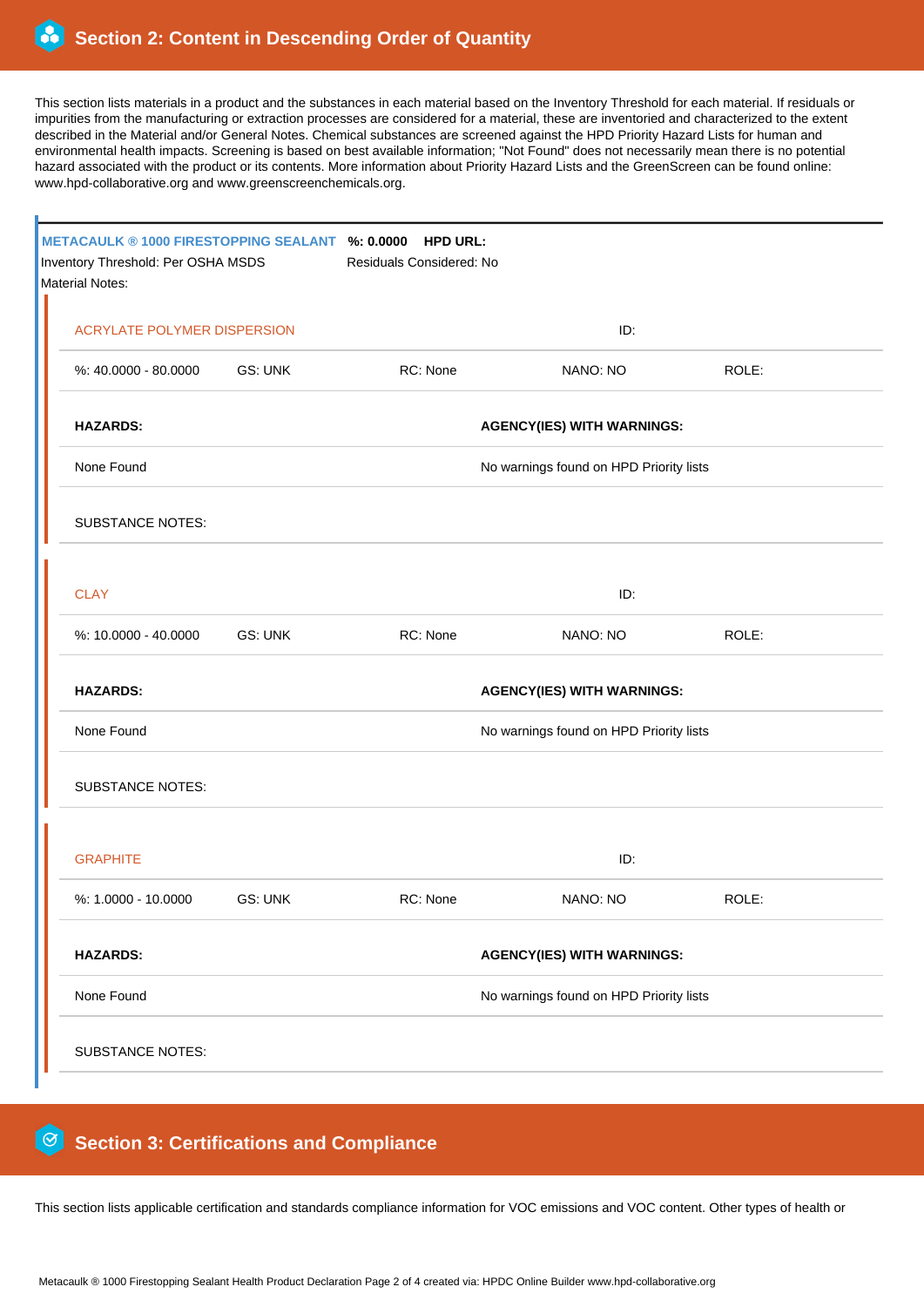## Section 2: Content in Descending Order of Quantity

This section lists materials in a product and the substances in each material based on the Inventory Threshold for each material. If residuals or impurities from the manufacturing or extraction processes are considered for a material, these are inventoried and characterized to the extent described in the Material and/or General Notes. Chemical substances are screened against the HPD Priority Hazard Lists for human and environmental health impacts. Screening is based on best available information; "Not Found" does not necessarily mean there is no potential hazard associated with the product or its contents. More information about Priority Hazard Lists and the GreenScreen can be found online: www.hpd-collaborative.org and www.greenscreenchemicals.org.

**METACAULK ® 1000 FIRESTOPPING SEALANT** **%: 0.0000** **HPD URL:**

Inventory Threshold: Per OSHA MSDS | Residuals Considered: No

Material Notes:

### ACRYLATE POLYMER DISPERSION

ID:

| %: 40.0000 - 80.0000 | GS: UNK | RC: None | NANO: NO | ROLE: |
|---|---|---|---|---|

| HAZARDS: | AGENCY(IES) WITH WARNINGS: |
|---|---|
| None Found | No warnings found on HPD Priority lists |

SUBSTANCE NOTES:

### CLAY

ID:

| %: 10.0000 - 40.0000 | GS: UNK | RC: None | NANO: NO | ROLE: |
|---|---|---|---|---|

| HAZARDS: | AGENCY(IES) WITH WARNINGS: |
|---|---|
| None Found | No warnings found on HPD Priority lists |

SUBSTANCE NOTES:

### GRAPHITE

ID:

| %: 1.0000 - 10.0000 | GS: UNK | RC: None | NANO: NO | ROLE: |
|---|---|---|---|---|

| HAZARDS: | AGENCY(IES) WITH WARNINGS: |
|---|---|
| None Found | No warnings found on HPD Priority lists |

SUBSTANCE NOTES:

## Section 3: Certifications and Compliance

This section lists applicable certification and standards compliance information for VOC emissions and VOC content. Other types of health or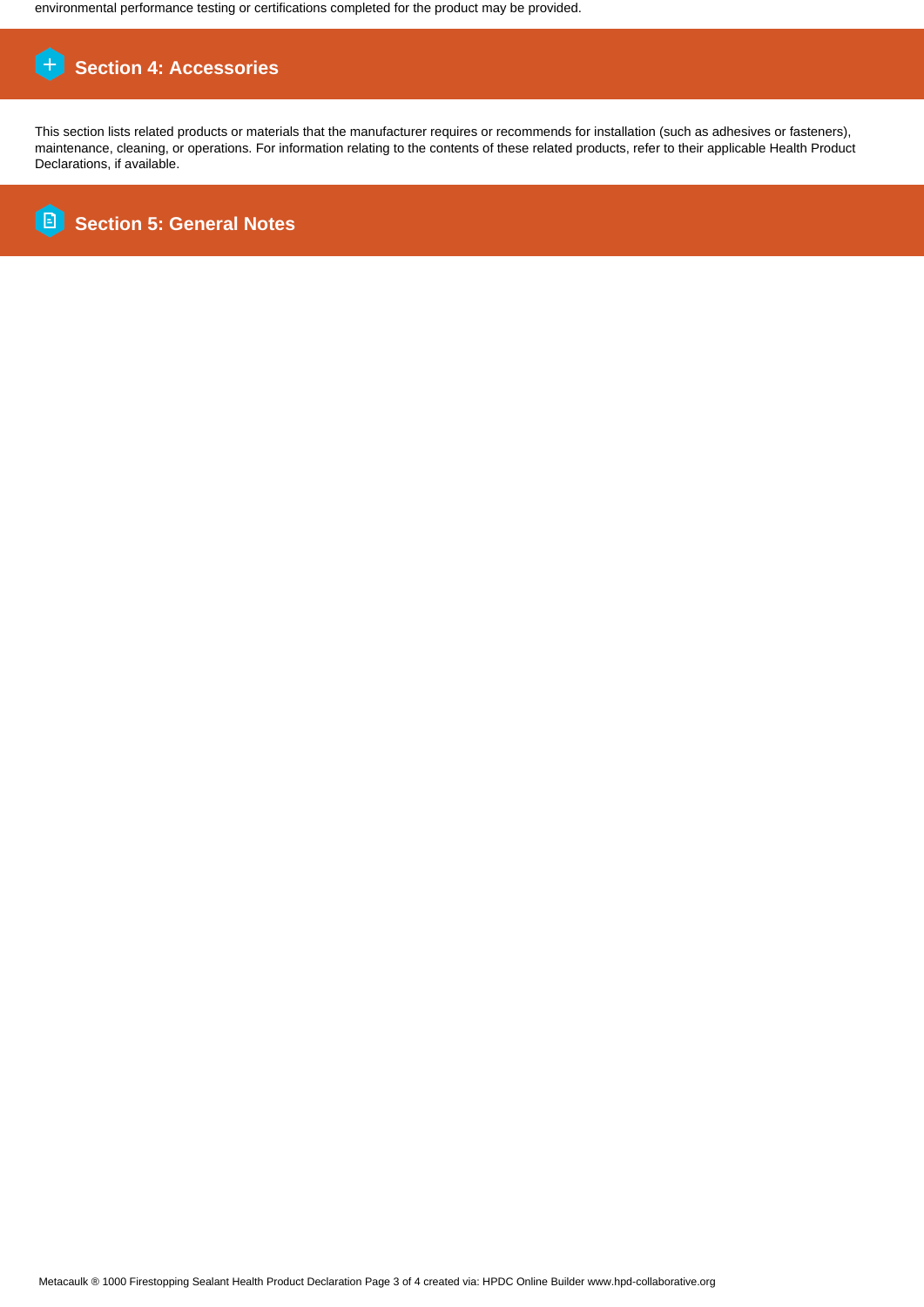environmental performance testing or certifications completed for the product may be provided.

## Section 4: Accessories

This section lists related products or materials that the manufacturer requires or recommends for installation (such as adhesives or fasteners), maintenance, cleaning, or operations. For information relating to the contents of these related products, refer to their applicable Health Product Declarations, if available.

## Section 5: General Notes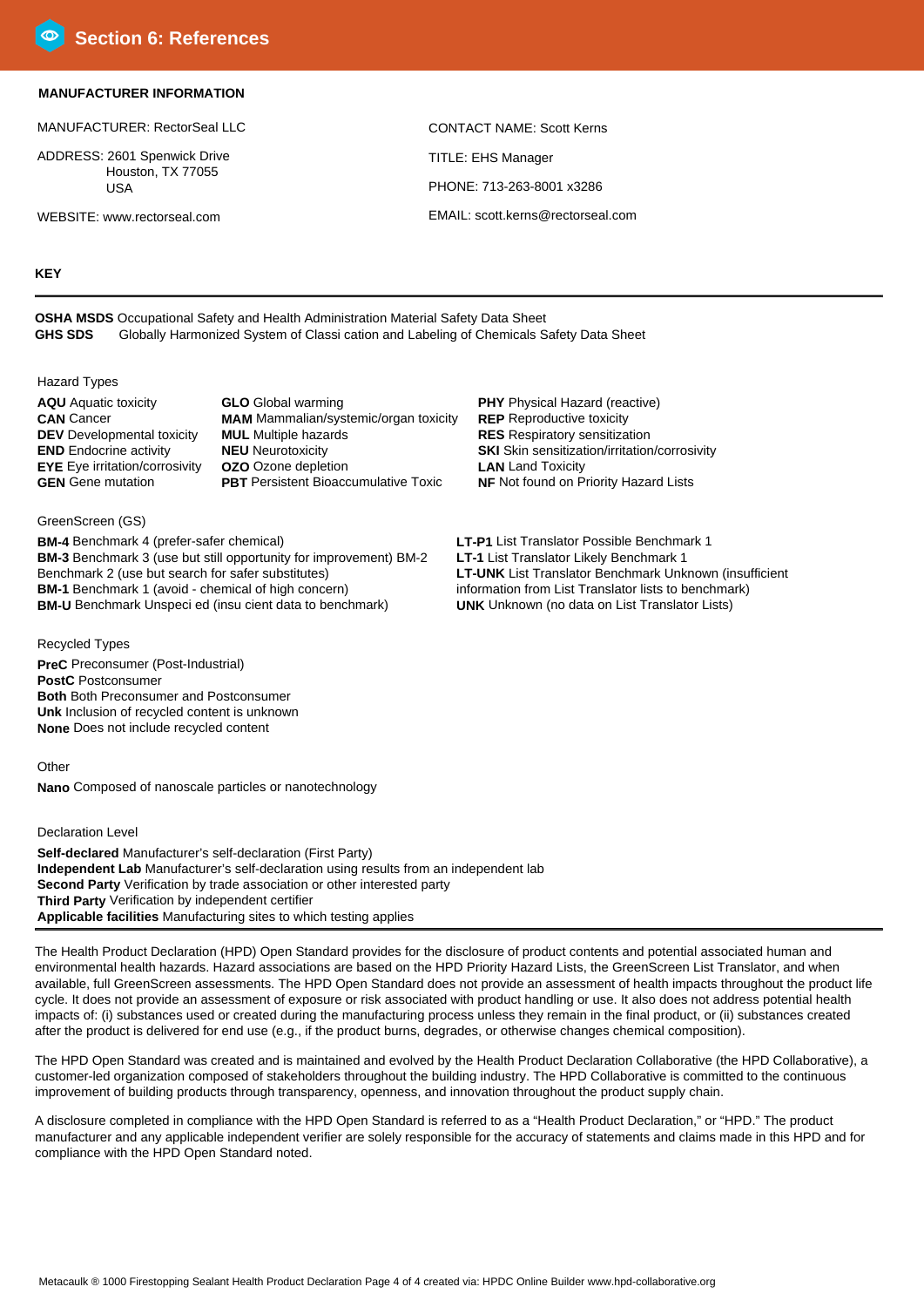# Section 6: References

## MANUFACTURER INFORMATION

MANUFACTURER: RectorSeal LLC

ADDRESS: 2601 Spenwick Drive
Houston, TX 77055
USA

WEBSITE: www.rectorseal.com

CONTACT NAME: Scott Kerns

TITLE: EHS Manager

PHONE: 713-263-8001 x3286

EMAIL: scott.kerns@rectorseal.com

## KEY

**OSHA MSDS** Occupational Safety and Health Administration Material Safety Data Sheet
**GHS SDS** Globally Harmonized System of Classi cation and Labeling of Chemicals Safety Data Sheet

### Hazard Types

**AQU** Aquatic toxicity
**CAN** Cancer
**DEV** Developmental toxicity
**END** Endocrine activity
**EYE** Eye irritation/corrosivity
**GEN** Gene mutation
**GLO** Global warming
**MAM** Mammalian/systemic/organ toxicity
**MUL** Multiple hazards
**NEU** Neurotoxicity
**OZO** Ozone depletion
**PBT** Persistent Bioaccumulative Toxic
**PHY** Physical Hazard (reactive)
**REP** Reproductive toxicity
**RES** Respiratory sensitization
**SKI** Skin sensitization/irritation/corrosivity
**LAN** Land Toxicity
**NF** Not found on Priority Hazard Lists

### GreenScreen (GS)

**BM-4** Benchmark 4 (prefer-safer chemical)
**BM-3** Benchmark 3 (use but still opportunity for improvement) BM-2 Benchmark 2 (use but search for safer substitutes)
**BM-1** Benchmark 1 (avoid - chemical of high concern)
**BM-U** Benchmark Unspeci ed (insu cient data to benchmark)
**LT-P1** List Translator Possible Benchmark 1
**LT-1** List Translator Likely Benchmark 1
**LT-UNK** List Translator Benchmark Unknown (insufficient information from List Translator lists to benchmark)
**UNK** Unknown (no data on List Translator Lists)

### Recycled Types

**PreC** Preconsumer (Post-Industrial)
**PostC** Postconsumer
**Both** Both Preconsumer and Postconsumer
**Unk** Inclusion of recycled content is unknown
**None** Does not include recycled content

### Other

**Nano** Composed of nanoscale particles or nanotechnology

### Declaration Level

**Self-declared** Manufacturer's self-declaration (First Party)
**Independent Lab** Manufacturer's self-declaration using results from an independent lab
**Second Party** Verification by trade association or other interested party
**Third Party** Verification by independent certifier
**Applicable facilities** Manufacturing sites to which testing applies

---

The Health Product Declaration (HPD) Open Standard provides for the disclosure of product contents and potential associated human and environmental health hazards. Hazard associations are based on the HPD Priority Hazard Lists, the GreenScreen List Translator, and when available, full GreenScreen assessments. The HPD Open Standard does not provide an assessment of health impacts throughout the product life cycle. It does not provide an assessment of exposure or risk associated with product handling or use. It also does not address potential health impacts of: (i) substances used or created during the manufacturing process unless they remain in the final product, or (ii) substances created after the product is delivered for end use (e.g., if the product burns, degrades, or otherwise changes chemical composition).

The HPD Open Standard was created and is maintained and evolved by the Health Product Declaration Collaborative (the HPD Collaborative), a customer-led organization composed of stakeholders throughout the building industry. The HPD Collaborative is committed to the continuous improvement of building products through transparency, openness, and innovation throughout the product supply chain.

A disclosure completed in compliance with the HPD Open Standard is referred to as a "Health Product Declaration," or "HPD." The product manufacturer and any applicable independent verifier are solely responsible for the accuracy of statements and claims made in this HPD and for compliance with the HPD Open Standard noted.